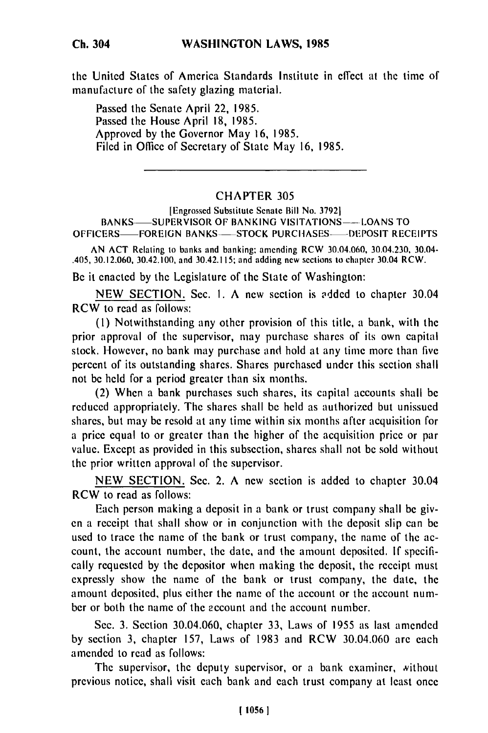the United States of America Standards Institute in effect at the time of manufacture of the safety glazing material.

Passed the Senate April 22, 1985.
Passed the House April 18, 1985.
Approved by the Governor May 16, 1985.
Filed in Office of Secretary of State May 16, 1985.

---

## CHAPTER 305

[Engrossed Substitute Senate Bill No. 3792]

BANKS—SUPERVISOR OF BANKING VISITATIONS—LOANS TO OFFICERS—FOREIGN BANKS—STOCK PURCHASES—DEPOSIT RECEIPTS

AN ACT Relating to banks and banking; amending RCW 30.04.060, 30.04.230, 30.04.405, 30.12.060, 30.42.100, and 30.42.115; and adding new sections to chapter 30.04 RCW.

Be it enacted by the Legislature of the State of Washington:

NEW SECTION. Sec. 1. A new section is added to chapter 30.04 RCW to read as follows:

(1) Notwithstanding any other provision of this title, a bank, with the prior approval of the supervisor, may purchase shares of its own capital stock. However, no bank may purchase and hold at any time more than five percent of its outstanding shares. Shares purchased under this section shall not be held for a period greater than six months.

(2) When a bank purchases such shares, its capital accounts shall be reduced appropriately. The shares shall be held as authorized but unissued shares, but may be resold at any time within six months after acquisition for a price equal to or greater than the higher of the acquisition price or par value. Except as provided in this subsection, shares shall not be sold without the prior written approval of the supervisor.

NEW SECTION. Sec. 2. A new section is added to chapter 30.04 RCW to read as follows:

Each person making a deposit in a bank or trust company shall be given a receipt that shall show or in conjunction with the deposit slip can be used to trace the name of the bank or trust company, the name of the account, the account number, the date, and the amount deposited. If specifically requested by the depositor when making the deposit, the receipt must expressly show the name of the bank or trust company, the date, the amount deposited, plus either the name of the account or the account number or both the name of the account and the account number.

Sec. 3. Section 30.04.060, chapter 33, Laws of 1955 as last amended by section 3, chapter 157, Laws of 1983 and RCW 30.04.060 are each amended to read as follows:

The supervisor, the deputy supervisor, or a bank examiner, without previous notice, shall visit each bank and each trust company at least once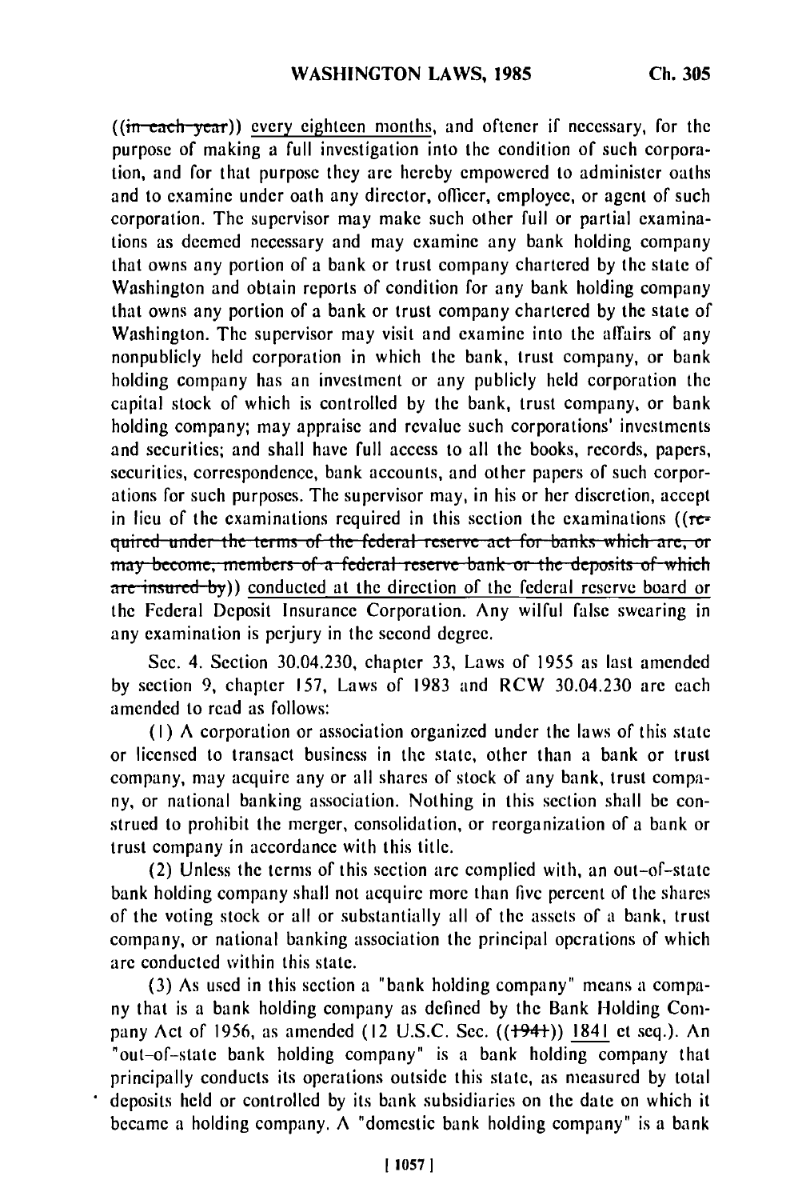((~~in each year~~)) every eighteen months, and oftener if necessary, for the purpose of making a full investigation into the condition of such corporation, and for that purpose they are hereby empowered to administer oaths and to examine under oath any director, officer, employee, or agent of such corporation. The supervisor may make such other full or partial examinations as deemed necessary and may examine any bank holding company that owns any portion of a bank or trust company chartered by the state of Washington and obtain reports of condition for any bank holding company that owns any portion of a bank or trust company chartered by the state of Washington. The supervisor may visit and examine into the affairs of any nonpublicly held corporation in which the bank, trust company, or bank holding company has an investment or any publicly held corporation the capital stock of which is controlled by the bank, trust company, or bank holding company; may appraise and revalue such corporations' investments and securities; and shall have full access to all the books, records, papers, securities, correspondence, bank accounts, and other papers of such corporations for such purposes. The supervisor may, in his or her discretion, accept in lieu of the examinations required in this section the examinations ((~~required under the terms of the federal reserve act for banks which are, or may become, members of a federal reserve bank or the deposits of which are insured by~~)) <u>conducted at the direction of the federal reserve board or</u> the Federal Deposit Insurance Corporation. Any wilful false swearing in any examination is perjury in the second degree.

Sec. 4. Section 30.04.230, chapter 33, Laws of 1955 as last amended by section 9, chapter 157, Laws of 1983 and RCW 30.04.230 are each amended to read as follows:

(1) A corporation or association organized under the laws of this state or licensed to transact business in the state, other than a bank or trust company, may acquire any or all shares of stock of any bank, trust company, or national banking association. Nothing in this section shall be construed to prohibit the merger, consolidation, or reorganization of a bank or trust company in accordance with this title.

(2) Unless the terms of this section are complied with, an out-of-state bank holding company shall not acquire more than five percent of the shares of the voting stock or all or substantially all of the assets of a bank, trust company, or national banking association the principal operations of which are conducted within this state.

(3) As used in this section a "bank holding company" means a company that is a bank holding company as defined by the Bank Holding Company Act of 1956, as amended (12 U.S.C. Sec. ((~~1941~~)) <u>1841</u> et seq.). An "out-of-state bank holding company" is a bank holding company that principally conducts its operations outside this state, as measured by total deposits held or controlled by its bank subsidiaries on the date on which it became a holding company. A "domestic bank holding company" is a bank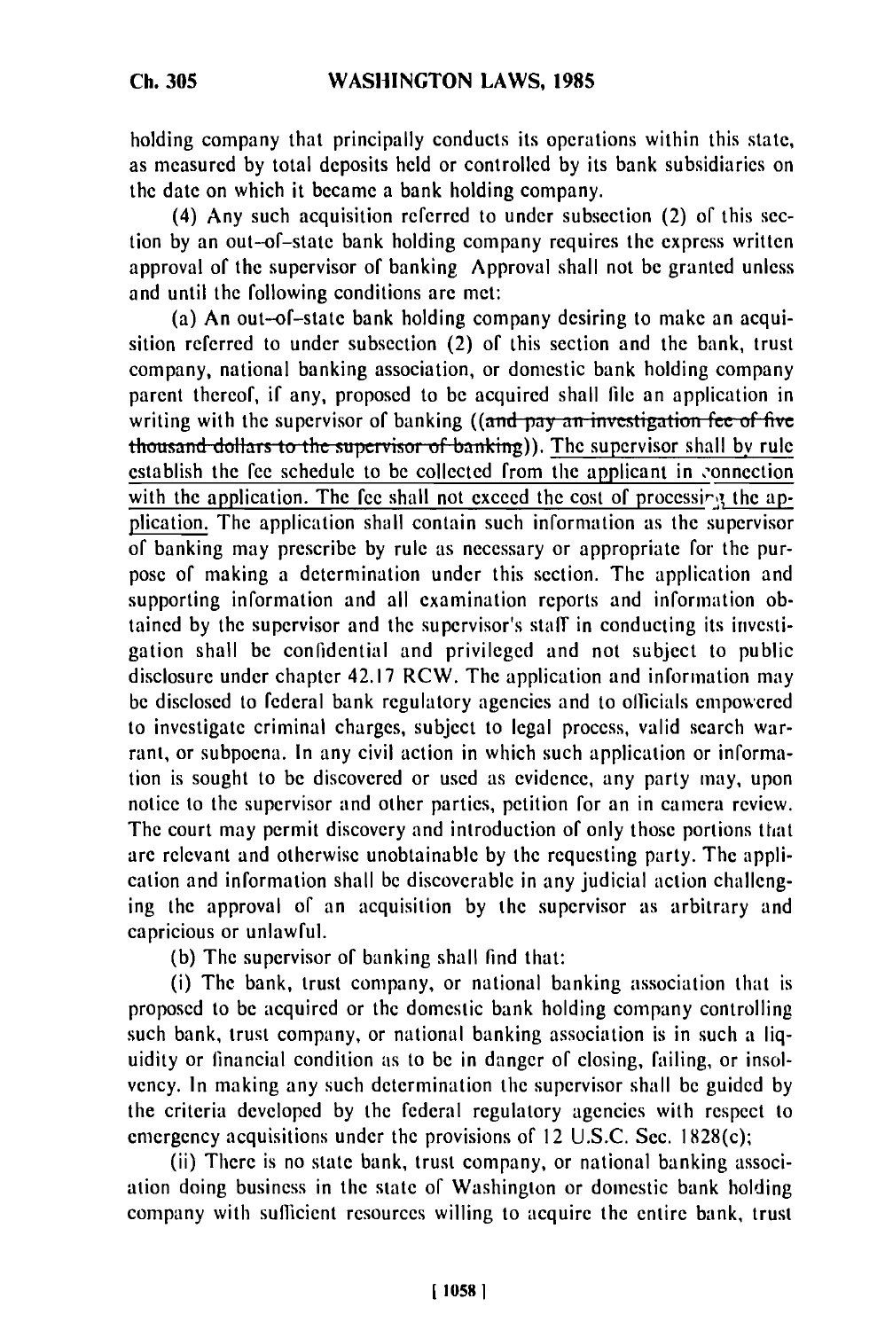holding company that principally conducts its operations within this state, as measured by total deposits held or controlled by its bank subsidiaries on the date on which it became a bank holding company.

(4) Any such acquisition referred to under subsection (2) of this section by an out-of-state bank holding company requires the express written approval of the supervisor of banking Approval shall not be granted unless and until the following conditions are met:

(a) An out-of-state bank holding company desiring to make an acquisition referred to under subsection (2) of this section and the bank, trust company, national banking association, or domestic bank holding company parent thereof, if any, proposed to be acquired shall file an application in writing with the supervisor of banking ((~~and pay an investigation fee of five thousand dollars to the supervisor of banking~~)). The supervisor shall by rule establish the fee schedule to be collected from the applicant in connection with the application. The fee shall not exceed the cost of processing the application. The application shall contain such information as the supervisor of banking may prescribe by rule as necessary or appropriate for the purpose of making a determination under this section. The application and supporting information and all examination reports and information obtained by the supervisor and the supervisor's staff in conducting its investigation shall be confidential and privileged and not subject to public disclosure under chapter 42.17 RCW. The application and information may be disclosed to federal bank regulatory agencies and to officials empowered to investigate criminal charges, subject to legal process, valid search warrant, or subpoena. In any civil action in which such application or information is sought to be discovered or used as evidence, any party may, upon notice to the supervisor and other parties, petition for an in camera review. The court may permit discovery and introduction of only those portions that are relevant and otherwise unobtainable by the requesting party. The application and information shall be discoverable in any judicial action challenging the approval of an acquisition by the supervisor as arbitrary and capricious or unlawful.

(b) The supervisor of banking shall find that:

(i) The bank, trust company, or national banking association that is proposed to be acquired or the domestic bank holding company controlling such bank, trust company, or national banking association is in such a liquidity or financial condition as to be in danger of closing, failing, or insolvency. In making any such determination the supervisor shall be guided by the criteria developed by the federal regulatory agencies with respect to emergency acquisitions under the provisions of 12 U.S.C. Sec. 1828(c);

(ii) There is no state bank, trust company, or national banking association doing business in the state of Washington or domestic bank holding company with sufficient resources willing to acquire the entire bank, trust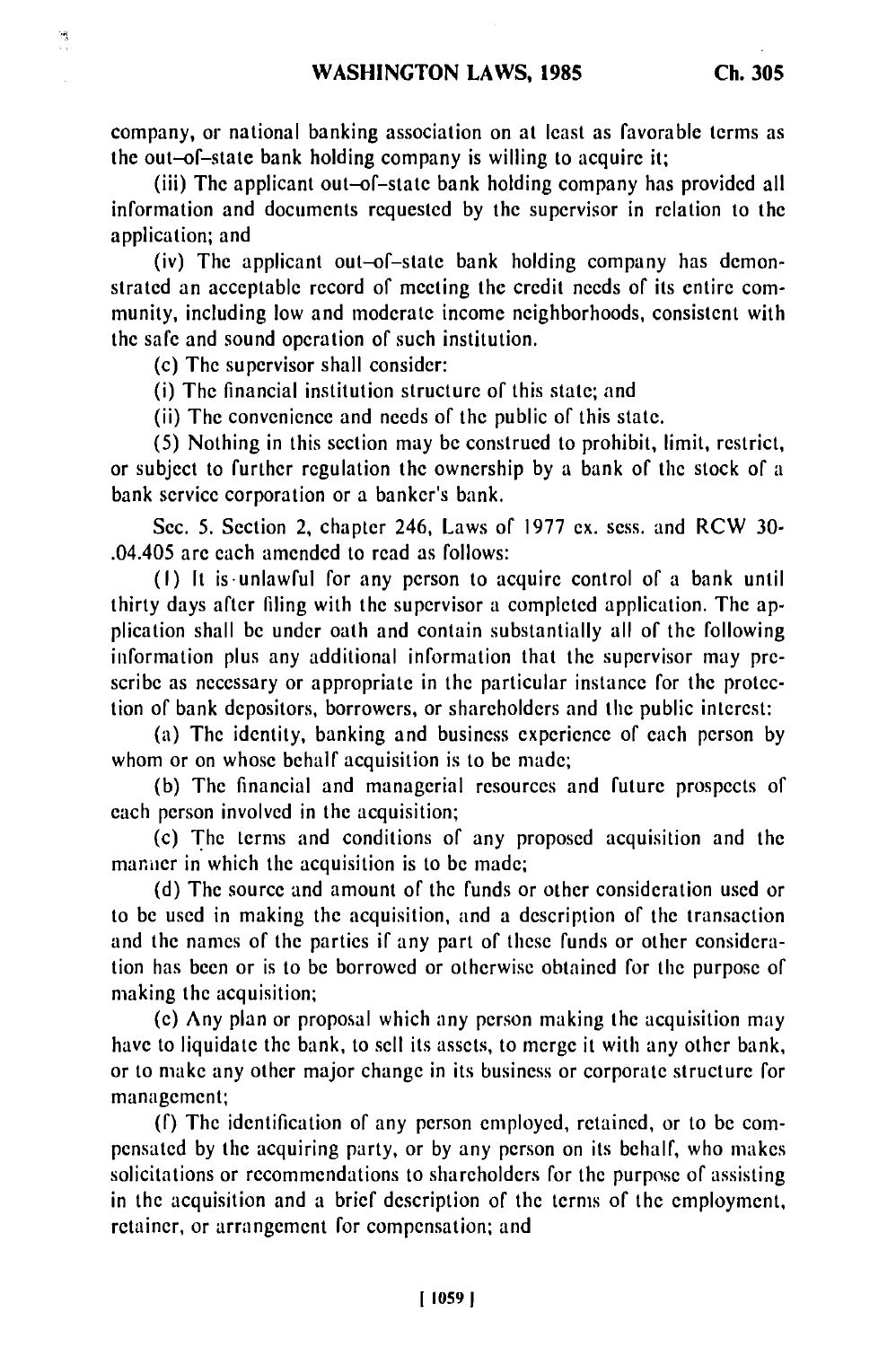company, or national banking association on at least as favorable terms as the out-of-state bank holding company is willing to acquire it;

(iii) The applicant out-of-state bank holding company has provided all information and documents requested by the supervisor in relation to the application; and

(iv) The applicant out-of-state bank holding company has demonstrated an acceptable record of meeting the credit needs of its entire community, including low and moderate income neighborhoods, consistent with the safe and sound operation of such institution.

(c) The supervisor shall consider:

(i) The financial institution structure of this state; and

(ii) The convenience and needs of the public of this state.

(5) Nothing in this section may be construed to prohibit, limit, restrict, or subject to further regulation the ownership by a bank of the stock of a bank service corporation or a banker's bank.

Sec. 5. Section 2, chapter 246, Laws of 1977 ex. sess. and RCW 30-.04.405 are each amended to read as follows:

(1) It is unlawful for any person to acquire control of a bank until thirty days after filing with the supervisor a completed application. The application shall be under oath and contain substantially all of the following information plus any additional information that the supervisor may prescribe as necessary or appropriate in the particular instance for the protection of bank depositors, borrowers, or shareholders and the public interest:

(a) The identity, banking and business experience of each person by whom or on whose behalf acquisition is to be made;

(b) The financial and managerial resources and future prospects of each person involved in the acquisition;

(c) The terms and conditions of any proposed acquisition and the manner in which the acquisition is to be made;

(d) The source and amount of the funds or other consideration used or to be used in making the acquisition, and a description of the transaction and the names of the parties if any part of these funds or other consideration has been or is to be borrowed or otherwise obtained for the purpose of making the acquisition;

(e) Any plan or proposal which any person making the acquisition may have to liquidate the bank, to sell its assets, to merge it with any other bank, or to make any other major change in its business or corporate structure for management;

(f) The identification of any person employed, retained, or to be compensated by the acquiring party, or by any person on its behalf, who makes solicitations or recommendations to shareholders for the purpose of assisting in the acquisition and a brief description of the terms of the employment, retainer, or arrangement for compensation; and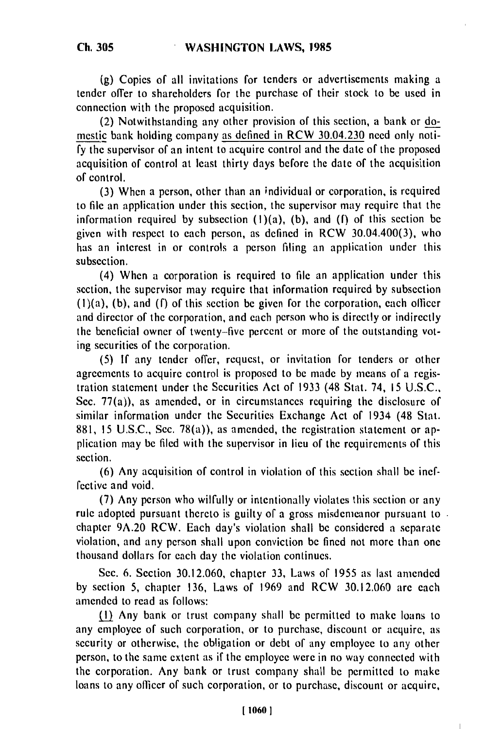(g) Copies of all invitations for tenders or advertisements making a tender offer to shareholders for the purchase of their stock to be used in connection with the proposed acquisition.

(2) Notwithstanding any other provision of this section, a bank or domestic bank holding company as defined in RCW 30.04.230 need only notify the supervisor of an intent to acquire control and the date of the proposed acquisition of control at least thirty days before the date of the acquisition of control.

(3) When a person, other than an individual or corporation, is required to file an application under this section, the supervisor may require that the information required by subsection (1)(a), (b), and (f) of this section be given with respect to each person, as defined in RCW 30.04.400(3), who has an interest in or controls a person filing an application under this subsection.

(4) When a corporation is required to file an application under this section, the supervisor may require that information required by subsection (1)(a), (b), and (f) of this section be given for the corporation, each officer and director of the corporation, and each person who is directly or indirectly the beneficial owner of twenty-five percent or more of the outstanding voting securities of the corporation.

(5) If any tender offer, request, or invitation for tenders or other agreements to acquire control is proposed to be made by means of a registration statement under the Securities Act of 1933 (48 Stat. 74, 15 U.S.C., Sec. 77(a)), as amended, or in circumstances requiring the disclosure of similar information under the Securities Exchange Act of 1934 (48 Stat. 881, 15 U.S.C., Sec. 78(a)), as amended, the registration statement or application may be filed with the supervisor in lieu of the requirements of this section.

(6) Any acquisition of control in violation of this section shall be ineffective and void.

(7) Any person who wilfully or intentionally violates this section or any rule adopted pursuant thereto is guilty of a gross misdemeanor pursuant to chapter 9A.20 RCW. Each day's violation shall be considered a separate violation, and any person shall upon conviction be fined not more than one thousand dollars for each day the violation continues.

Sec. 6. Section 30.12.060, chapter 33, Laws of 1955 as last amended by section 5, chapter 136, Laws of 1969 and RCW 30.12.060 are each amended to read as follows:

(1) Any bank or trust company shall be permitted to make loans to any employee of such corporation, or to purchase, discount or acquire, as security or otherwise, the obligation or debt of any employee to any other person, to the same extent as if the employee were in no way connected with the corporation. Any bank or trust company shall be permitted to make loans to any officer of such corporation, or to purchase, discount or acquire,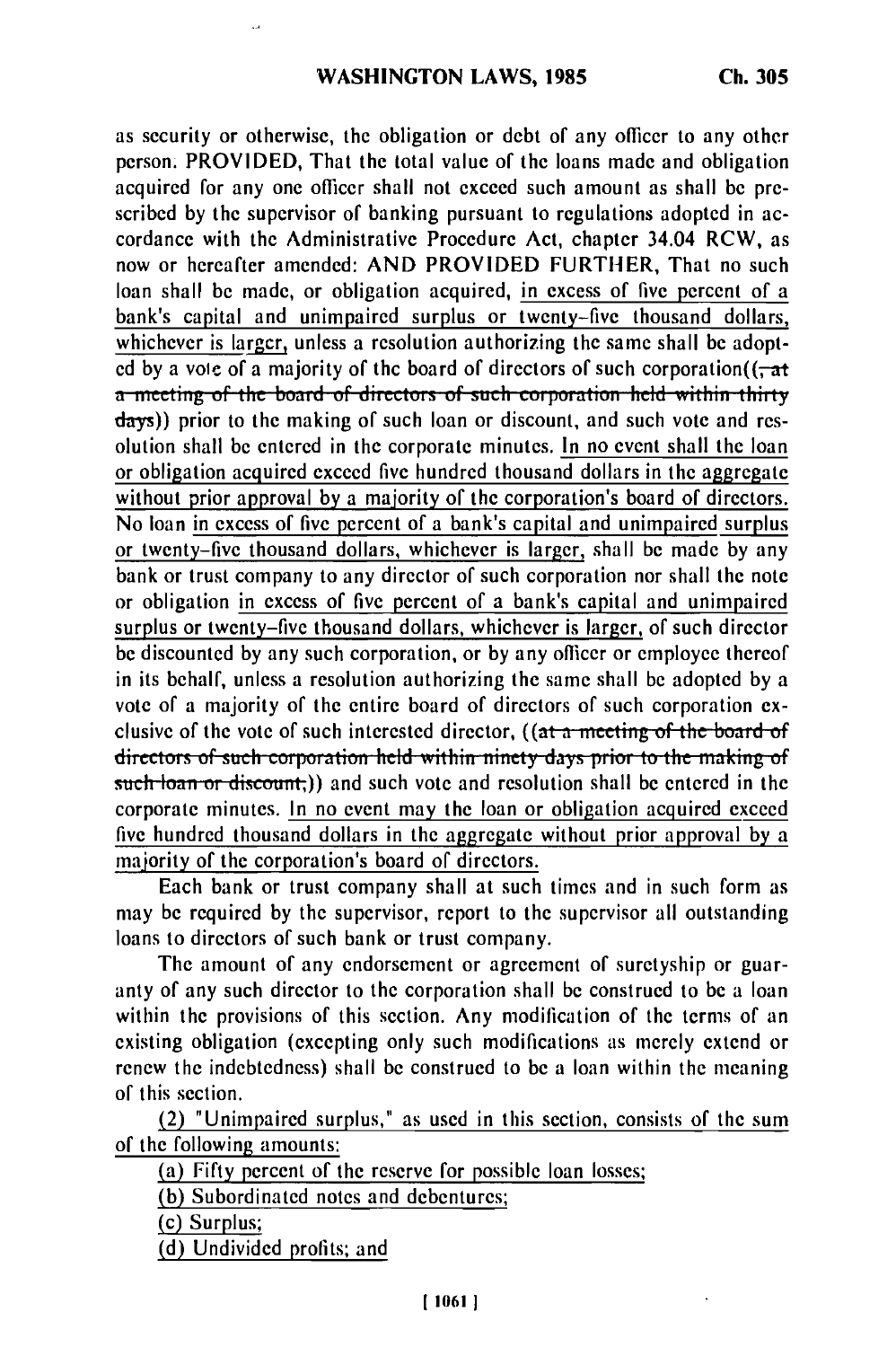as security or otherwise, the obligation or debt of any officer to any other person. PROVIDED, That the total value of the loans made and obligation acquired for any one officer shall not exceed such amount as shall be prescribed by the supervisor of banking pursuant to regulations adopted in accordance with the Administrative Procedure Act, chapter 34.04 RCW, as now or hereafter amended: AND PROVIDED FURTHER, That no such loan shall be made, or obligation acquired, in excess of five percent of a bank's capital and unimpaired surplus or twenty-five thousand dollars, whichever is larger, unless a resolution authorizing the same shall be adopted by a vote of a majority of the board of directors of such corporation((, at a meeting of the board of directors of such corporation held within thirty days)) prior to the making of such loan or discount, and such vote and resolution shall be entered in the corporate minutes. In no event shall the loan or obligation acquired exceed five hundred thousand dollars in the aggregate without prior approval by a majority of the corporation's board of directors. No loan in excess of five percent of a bank's capital and unimpaired surplus or twenty-five thousand dollars, whichever is larger, shall be made by any bank or trust company to any director of such corporation nor shall the note or obligation in excess of five percent of a bank's capital and unimpaired surplus or twenty-five thousand dollars, whichever is larger, of such director be discounted by any such corporation, or by any officer or employee thereof in its behalf, unless a resolution authorizing the same shall be adopted by a vote of a majority of the entire board of directors of such corporation exclusive of the vote of such interested director, ((at a meeting of the board of directors of such corporation held within ninety days prior to the making of such loan or discount,)) and such vote and resolution shall be entered in the corporate minutes. In no event may the loan or obligation acquired exceed five hundred thousand dollars in the aggregate without prior approval by a majority of the corporation's board of directors.

Each bank or trust company shall at such times and in such form as may be required by the supervisor, report to the supervisor all outstanding loans to directors of such bank or trust company.

The amount of any endorsement or agreement of suretyship or guaranty of any such director to the corporation shall be construed to be a loan within the provisions of this section. Any modification of the terms of an existing obligation (excepting only such modifications as merely extend or renew the indebtedness) shall be construed to be a loan within the meaning of this section.

(2) "Unimpaired surplus," as used in this section, consists of the sum of the following amounts:

(a) Fifty percent of the reserve for possible loan losses;

(b) Subordinated notes and debentures;

(c) Surplus;

(d) Undivided profits; and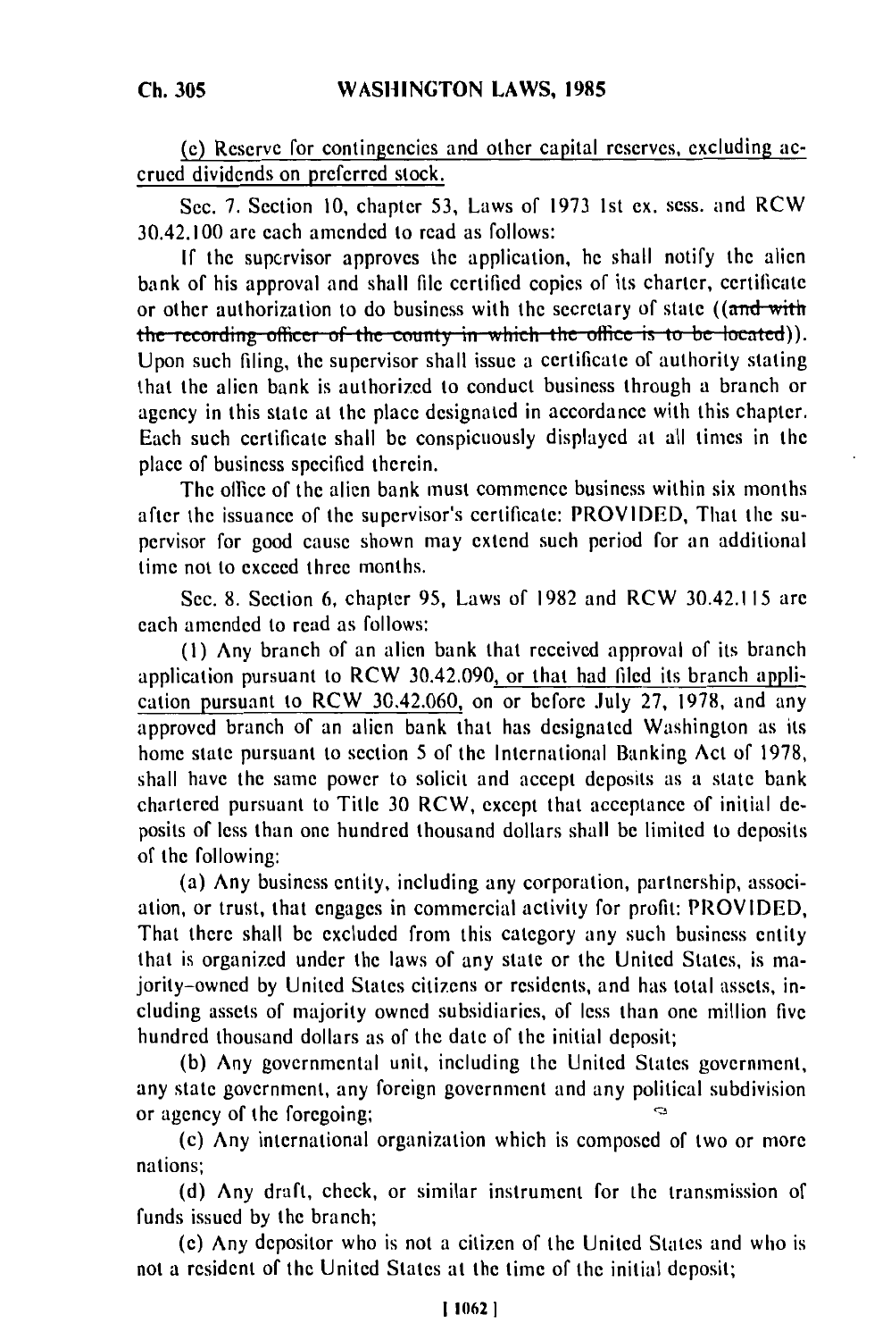(e) Reserve for contingencies and other capital reserves, excluding accrued dividends on preferred stock.

Sec. 7. Section 10, chapter 53, Laws of 1973 1st ex. sess. and RCW 30.42.100 are each amended to read as follows:

If the supervisor approves the application, he shall notify the alien bank of his approval and shall file certified copies of its charter, certificate or other authorization to do business with the secretary of state ((~~and with the recording officer of the county in which the office is to be located~~)). Upon such filing, the supervisor shall issue a certificate of authority stating that the alien bank is authorized to conduct business through a branch or agency in this state at the place designated in accordance with this chapter. Each such certificate shall be conspicuously displayed at all times in the place of business specified therein.

The office of the alien bank must commence business within six months after the issuance of the supervisor's certificate: PROVIDED, That the supervisor for good cause shown may extend such period for an additional time not to exceed three months.

Sec. 8. Section 6, chapter 95, Laws of 1982 and RCW 30.42.115 are each amended to read as follows:

(1) Any branch of an alien bank that received approval of its branch application pursuant to RCW 30.42.090, or that had filed its branch application pursuant to RCW 30.42.060, on or before July 27, 1978, and any approved branch of an alien bank that has designated Washington as its home state pursuant to section 5 of the International Banking Act of 1978, shall have the same power to solicit and accept deposits as a state bank chartered pursuant to Title 30 RCW, except that acceptance of initial deposits of less than one hundred thousand dollars shall be limited to deposits of the following:

(a) Any business entity, including any corporation, partnership, association, or trust, that engages in commercial activity for profit: PROVIDED, That there shall be excluded from this category any such business entity that is organized under the laws of any state or the United States, is majority-owned by United States citizens or residents, and has total assets, including assets of majority owned subsidiaries, of less than one million five hundred thousand dollars as of the date of the initial deposit;

(b) Any governmental unit, including the United States government, any state government, any foreign government and any political subdivision or agency of the foregoing;

(c) Any international organization which is composed of two or more nations;

(d) Any draft, check, or similar instrument for the transmission of funds issued by the branch;

(e) Any depositor who is not a citizen of the United States and who is not a resident of the United States at the time of the initial deposit;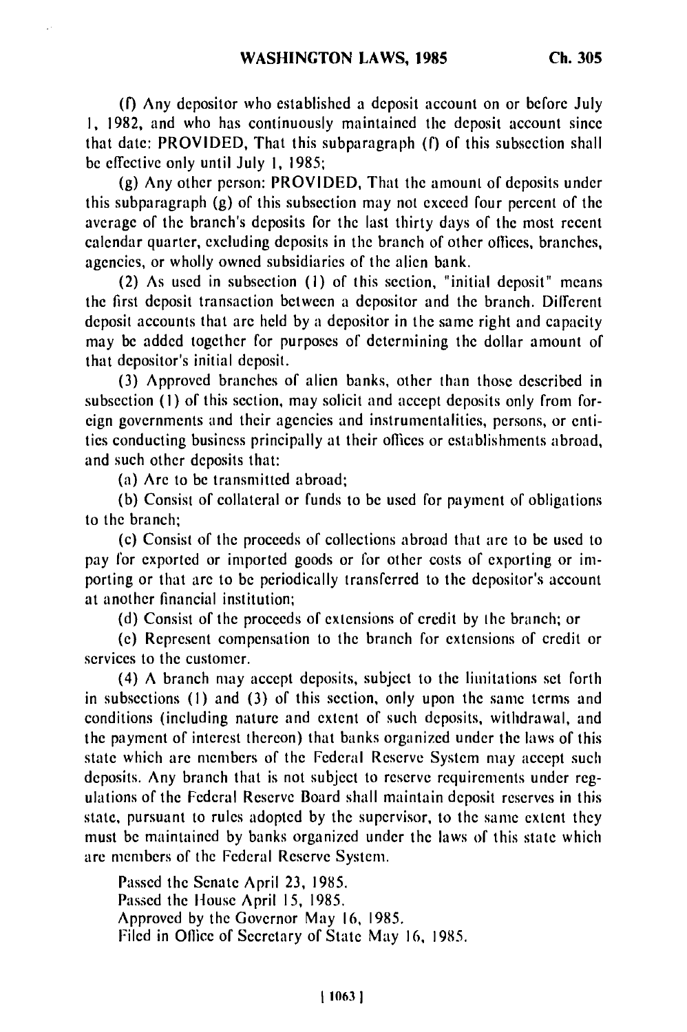(f) Any depositor who established a deposit account on or before July 1, 1982, and who has continuously maintained the deposit account since that date: PROVIDED, That this subparagraph (f) of this subsection shall be effective only until July 1, 1985;

(g) Any other person: PROVIDED, That the amount of deposits under this subparagraph (g) of this subsection may not exceed four percent of the average of the branch's deposits for the last thirty days of the most recent calendar quarter, excluding deposits in the branch of other offices, branches, agencies, or wholly owned subsidiaries of the alien bank.

(2) As used in subsection (1) of this section, "initial deposit" means the first deposit transaction between a depositor and the branch. Different deposit accounts that are held by a depositor in the same right and capacity may be added together for purposes of determining the dollar amount of that depositor's initial deposit.

(3) Approved branches of alien banks, other than those described in subsection (1) of this section, may solicit and accept deposits only from foreign governments and their agencies and instrumentalities, persons, or entities conducting business principally at their offices or establishments abroad, and such other deposits that:

(a) Are to be transmitted abroad;

(b) Consist of collateral or funds to be used for payment of obligations to the branch;

(c) Consist of the proceeds of collections abroad that are to be used to pay for exported or imported goods or for other costs of exporting or importing or that are to be periodically transferred to the depositor's account at another financial institution;

(d) Consist of the proceeds of extensions of credit by the branch; or

(e) Represent compensation to the branch for extensions of credit or services to the customer.

(4) A branch may accept deposits, subject to the limitations set forth in subsections (1) and (3) of this section, only upon the same terms and conditions (including nature and extent of such deposits, withdrawal, and the payment of interest thereon) that banks organized under the laws of this state which are members of the Federal Reserve System may accept such deposits. Any branch that is not subject to reserve requirements under regulations of the Federal Reserve Board shall maintain deposit reserves in this state, pursuant to rules adopted by the supervisor, to the same extent they must be maintained by banks organized under the laws of this state which are members of the Federal Reserve System.

Passed the Senate April 23, 1985.
Passed the House April 15, 1985.
Approved by the Governor May 16, 1985.
Filed in Office of Secretary of State May 16, 1985.